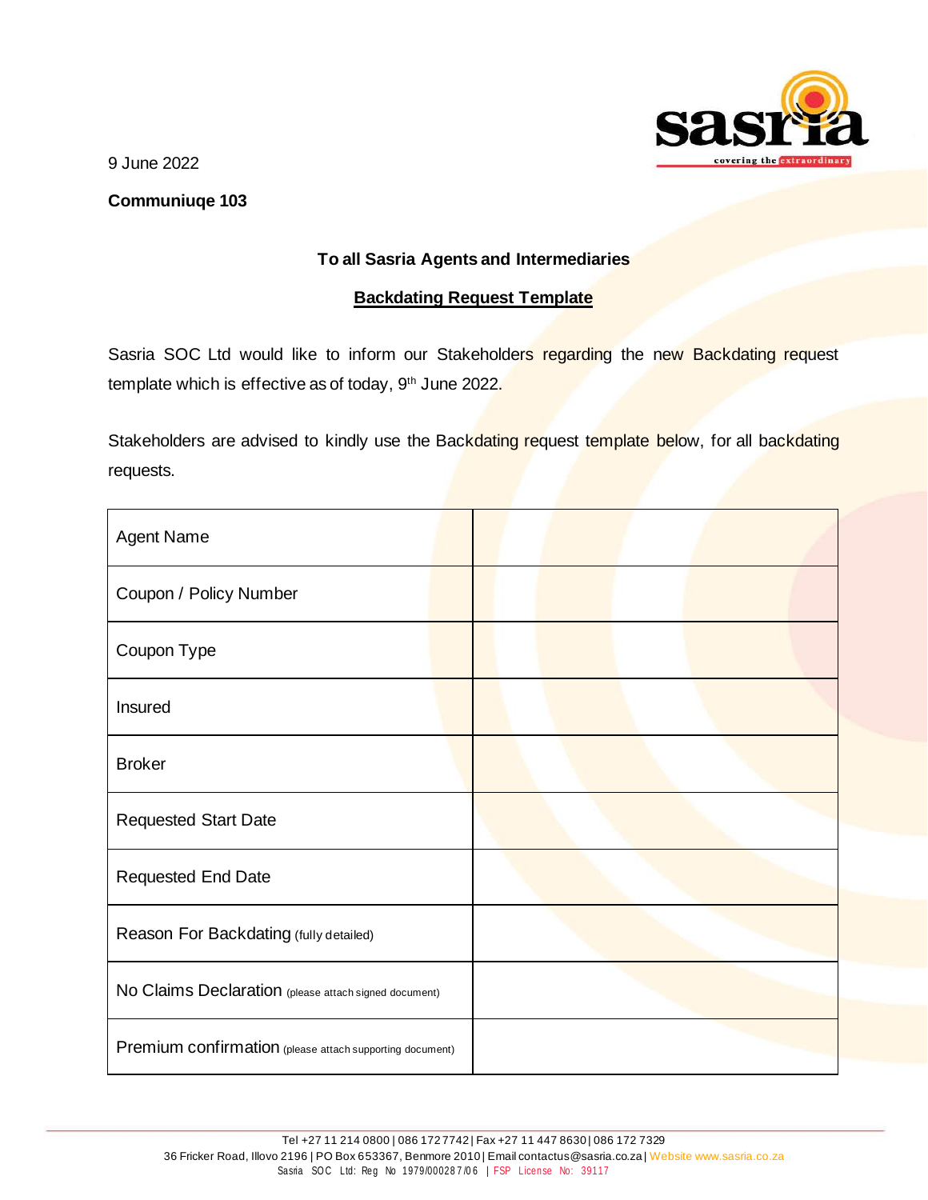9 June 2022

**Communiuqe 103**

**To all Sasria Agents and Intermediaries**

**Backdating Request Template**

Sasria SOC Ltd would like to inform our Stakeholders regarding the new Backdating request template which is effective as of today, 9th June 2022.

Stakeholders are advised to kindly use the Backdating request template below, for all backdating requests.

| | |
|---|---|
| Agent Name | |
| Coupon / Policy Number | |
| Coupon Type | |
| Insured | |
| Broker | |
| Requested Start Date | |
| Requested End Date | |
| Reason For Backdating (fully detailed) | |
| No Claims Declaration (please attach signed document) | |
| Premium confirmation (please attach supporting document) | |

Tel +27 11 214 0800 | 086 172 7742 | Fax +27 11 447 8630 | 086 172 7329
36 Fricker Road, Illovo 2196 | PO Box 653367, Benmore 2010 | Email contactus@sasria.co.za | Website www.sasria.co.za
Sasria SOC Ltd: Reg No 1979/000287/06 | FSP License No: 39117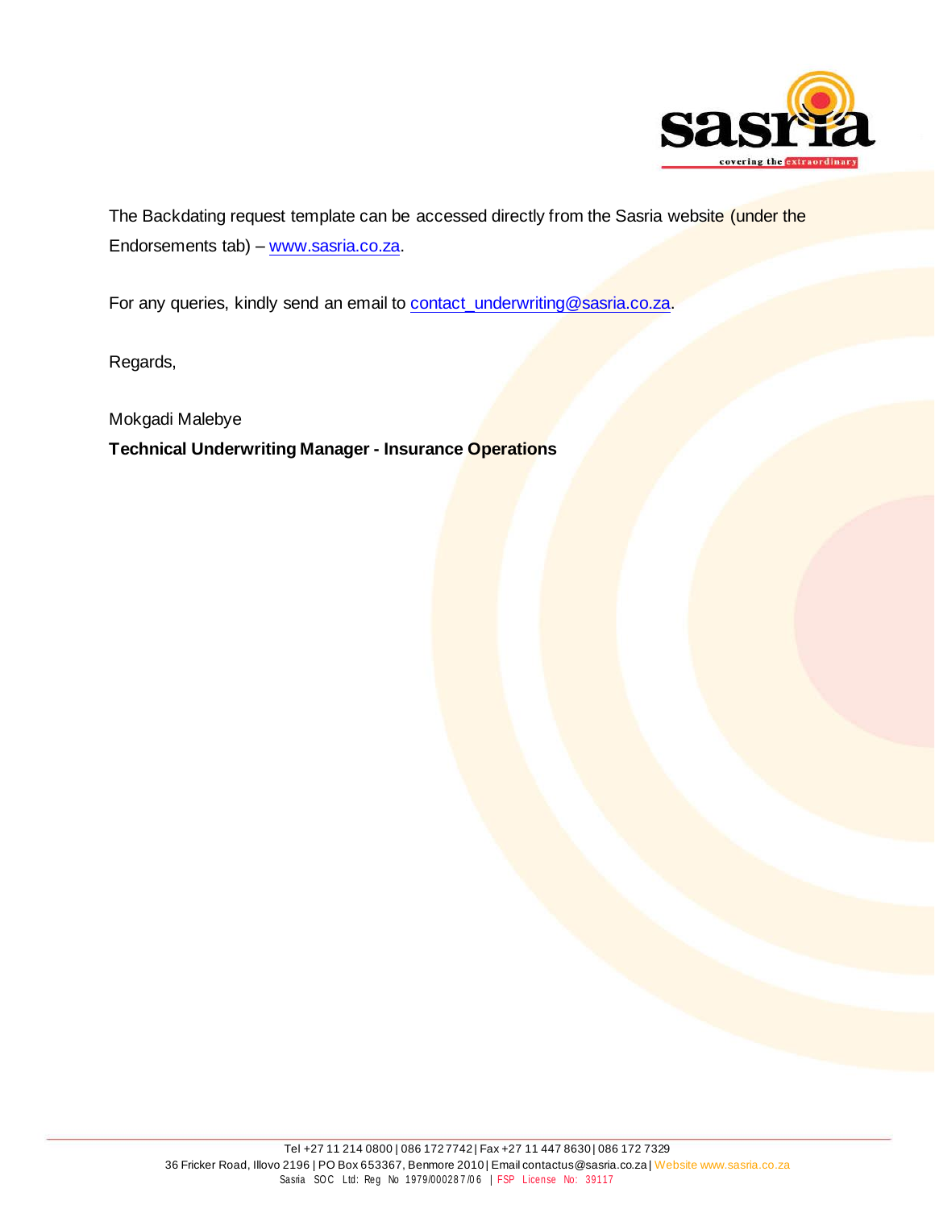The Backdating request template can be accessed directly from the Sasria website (under the Endorsements tab) – [www.sasria.co.za](http://www.sasria.co.za).

For any queries, kindly send an email to [contact_underwriting@sasria.co.za](mailto:contact_underwriting@sasria.co.za).

Regards,

Mokgadi Malebye

**Technical Underwriting Manager - Insurance Operations**